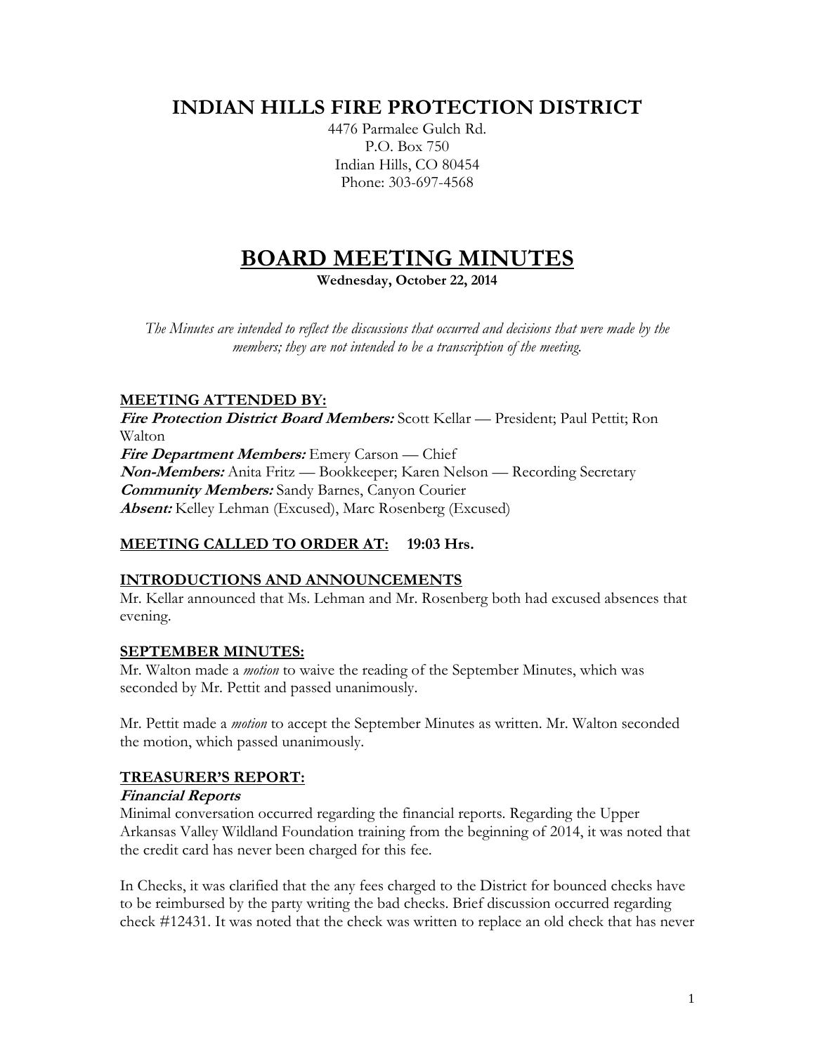# INDIAN HILLS FIRE PROTECTION DISTRICT

4476 Parmalee Gulch Rd.
P.O. Box 750
Indian Hills, CO 80454
Phone: 303-697-4568

# BOARD MEETING MINUTES

**Wednesday, October 22, 2014**

*The Minutes are intended to reflect the discussions that occurred and decisions that were made by the members; they are not intended to be a transcription of the meeting.*

## MEETING ATTENDED BY:

***Fire Protection District Board Members:*** Scott Kellar — President; Paul Pettit; Ron Walton
***Fire Department Members:*** Emery Carson — Chief
***Non-Members:*** Anita Fritz — Bookkeeper; Karen Nelson — Recording Secretary
***Community Members:*** Sandy Barnes, Canyon Courier
***Absent:*** Kelley Lehman (Excused), Marc Rosenberg (Excused)

## MEETING CALLED TO ORDER AT: 19:03 Hrs.

## INTRODUCTIONS AND ANNOUNCEMENTS

Mr. Kellar announced that Ms. Lehman and Mr. Rosenberg both had excused absences that evening.

## SEPTEMBER MINUTES:

Mr. Walton made a *motion* to waive the reading of the September Minutes, which was seconded by Mr. Pettit and passed unanimously.

Mr. Pettit made a *motion* to accept the September Minutes as written. Mr. Walton seconded the motion, which passed unanimously.

## TREASURER'S REPORT:

### *Financial Reports*

Minimal conversation occurred regarding the financial reports. Regarding the Upper Arkansas Valley Wildland Foundation training from the beginning of 2014, it was noted that the credit card has never been charged for this fee.

In Checks, it was clarified that the any fees charged to the District for bounced checks have to be reimbursed by the party writing the bad checks. Brief discussion occurred regarding check #12431. It was noted that the check was written to replace an old check that has never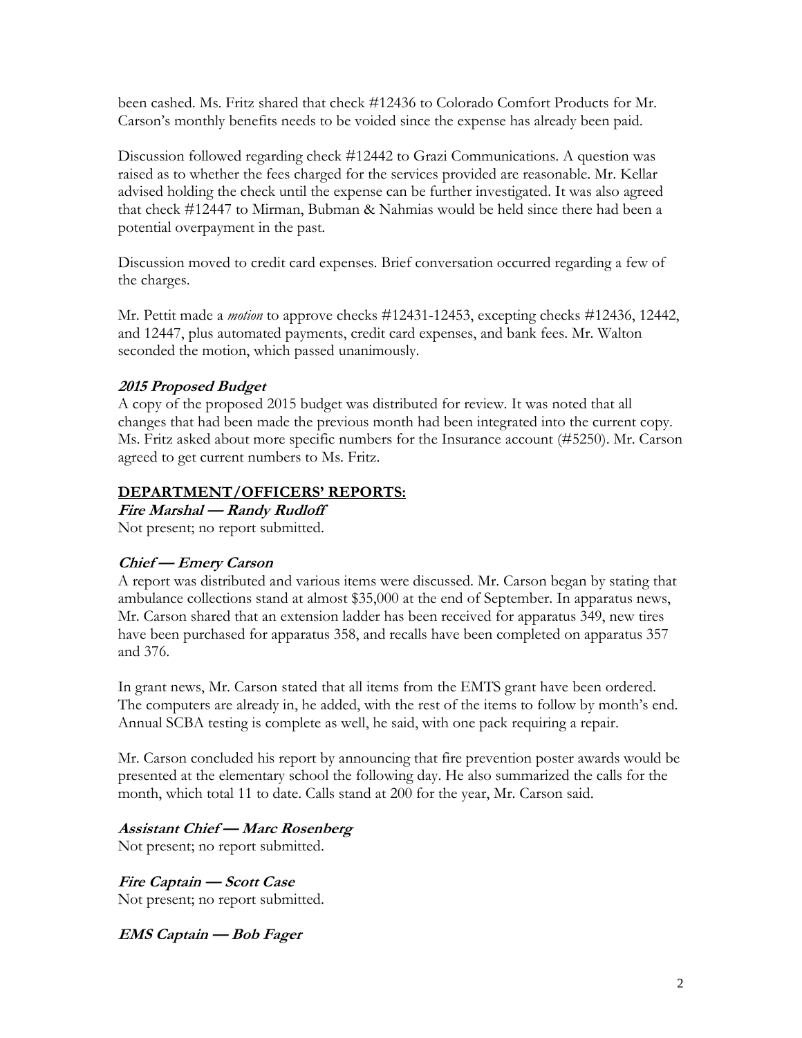been cashed. Ms. Fritz shared that check #12436 to Colorado Comfort Products for Mr. Carson's monthly benefits needs to be voided since the expense has already been paid.

Discussion followed regarding check #12442 to Grazi Communications. A question was raised as to whether the fees charged for the services provided are reasonable. Mr. Kellar advised holding the check until the expense can be further investigated. It was also agreed that check #12447 to Mirman, Bubman & Nahmias would be held since there had been a potential overpayment in the past.

Discussion moved to credit card expenses. Brief conversation occurred regarding a few of the charges.

Mr. Pettit made a *motion* to approve checks #12431-12453, excepting checks #12436, 12442, and 12447, plus automated payments, credit card expenses, and bank fees. Mr. Walton seconded the motion, which passed unanimously.

***2015 Proposed Budget***

A copy of the proposed 2015 budget was distributed for review. It was noted that all changes that had been made the previous month had been integrated into the current copy. Ms. Fritz asked about more specific numbers for the Insurance account (#5250). Mr. Carson agreed to get current numbers to Ms. Fritz.

**DEPARTMENT/OFFICERS' REPORTS:**

***Fire Marshal — Randy Rudloff***

Not present; no report submitted.

***Chief — Emery Carson***

A report was distributed and various items were discussed. Mr. Carson began by stating that ambulance collections stand at almost $35,000 at the end of September. In apparatus news, Mr. Carson shared that an extension ladder has been received for apparatus 349, new tires have been purchased for apparatus 358, and recalls have been completed on apparatus 357 and 376.

In grant news, Mr. Carson stated that all items from the EMTS grant have been ordered. The computers are already in, he added, with the rest of the items to follow by month's end. Annual SCBA testing is complete as well, he said, with one pack requiring a repair.

Mr. Carson concluded his report by announcing that fire prevention poster awards would be presented at the elementary school the following day. He also summarized the calls for the month, which total 11 to date. Calls stand at 200 for the year, Mr. Carson said.

***Assistant Chief — Marc Rosenberg***

Not present; no report submitted.

***Fire Captain — Scott Case***

Not present; no report submitted.

***EMS Captain — Bob Fager***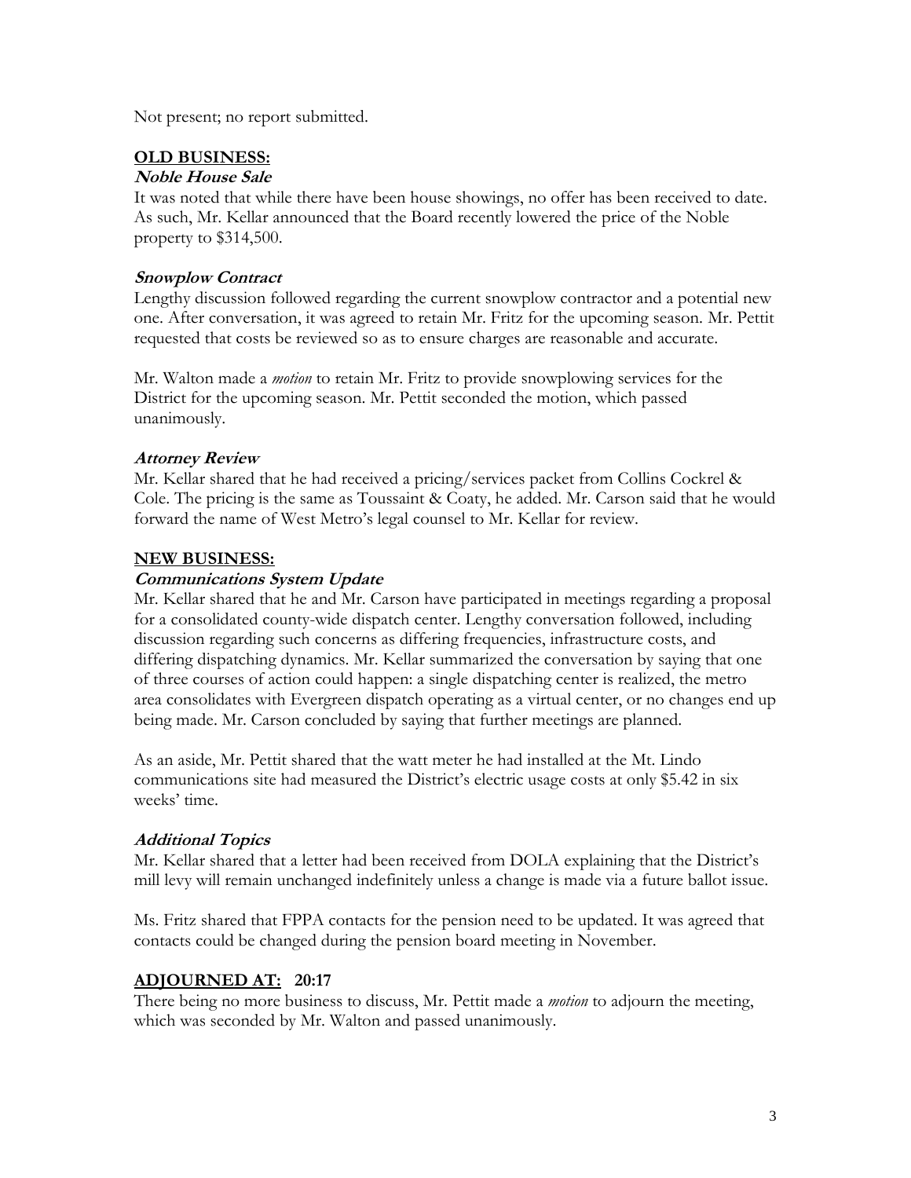Not present; no report submitted.

## OLD BUSINESS:

### ***Noble House Sale***

It was noted that while there have been house showings, no offer has been received to date. As such, Mr. Kellar announced that the Board recently lowered the price of the Noble property to $314,500.

### ***Snowplow Contract***

Lengthy discussion followed regarding the current snowplow contractor and a potential new one. After conversation, it was agreed to retain Mr. Fritz for the upcoming season. Mr. Pettit requested that costs be reviewed so as to ensure charges are reasonable and accurate.

Mr. Walton made a *motion* to retain Mr. Fritz to provide snowplowing services for the District for the upcoming season. Mr. Pettit seconded the motion, which passed unanimously.

### ***Attorney Review***

Mr. Kellar shared that he had received a pricing/services packet from Collins Cockrel & Cole. The pricing is the same as Toussaint & Coaty, he added. Mr. Carson said that he would forward the name of West Metro's legal counsel to Mr. Kellar for review.

## NEW BUSINESS:

### ***Communications System Update***

Mr. Kellar shared that he and Mr. Carson have participated in meetings regarding a proposal for a consolidated county-wide dispatch center. Lengthy conversation followed, including discussion regarding such concerns as differing frequencies, infrastructure costs, and differing dispatching dynamics. Mr. Kellar summarized the conversation by saying that one of three courses of action could happen: a single dispatching center is realized, the metro area consolidates with Evergreen dispatch operating as a virtual center, or no changes end up being made. Mr. Carson concluded by saying that further meetings are planned.

As an aside, Mr. Pettit shared that the watt meter he had installed at the Mt. Lindo communications site had measured the District's electric usage costs at only $5.42 in six weeks' time.

### ***Additional Topics***

Mr. Kellar shared that a letter had been received from DOLA explaining that the District's mill levy will remain unchanged indefinitely unless a change is made via a future ballot issue.

Ms. Fritz shared that FPPA contacts for the pension need to be updated. It was agreed that contacts could be changed during the pension board meeting in November.

## ADJOURNED AT: 20:17

There being no more business to discuss, Mr. Pettit made a *motion* to adjourn the meeting, which was seconded by Mr. Walton and passed unanimously.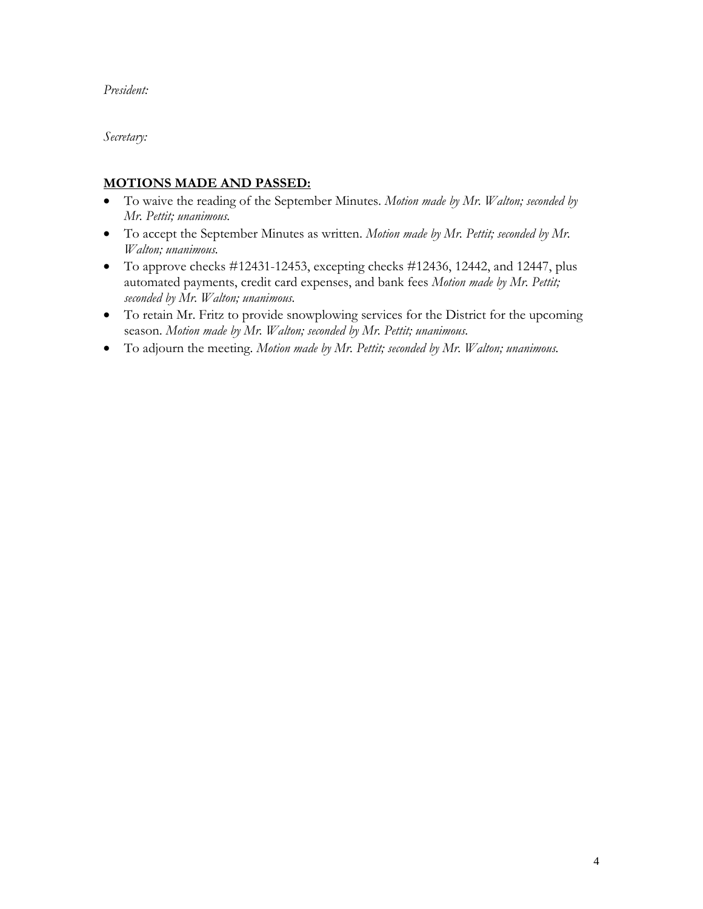*President:*

*Secretary:*

**MOTIONS MADE AND PASSED:**

- To waive the reading of the September Minutes. *Motion made by Mr. Walton; seconded by Mr. Pettit; unanimous.*
- To accept the September Minutes as written. *Motion made by Mr. Pettit; seconded by Mr. Walton; unanimous.*
- To approve checks #12431-12453, excepting checks #12436, 12442, and 12447, plus automated payments, credit card expenses, and bank fees *Motion made by Mr. Pettit; seconded by Mr. Walton; unanimous.*
- To retain Mr. Fritz to provide snowplowing services for the District for the upcoming season. *Motion made by Mr. Walton; seconded by Mr. Pettit; unanimous.*
- To adjourn the meeting. *Motion made by Mr. Pettit; seconded by Mr. Walton; unanimous.*